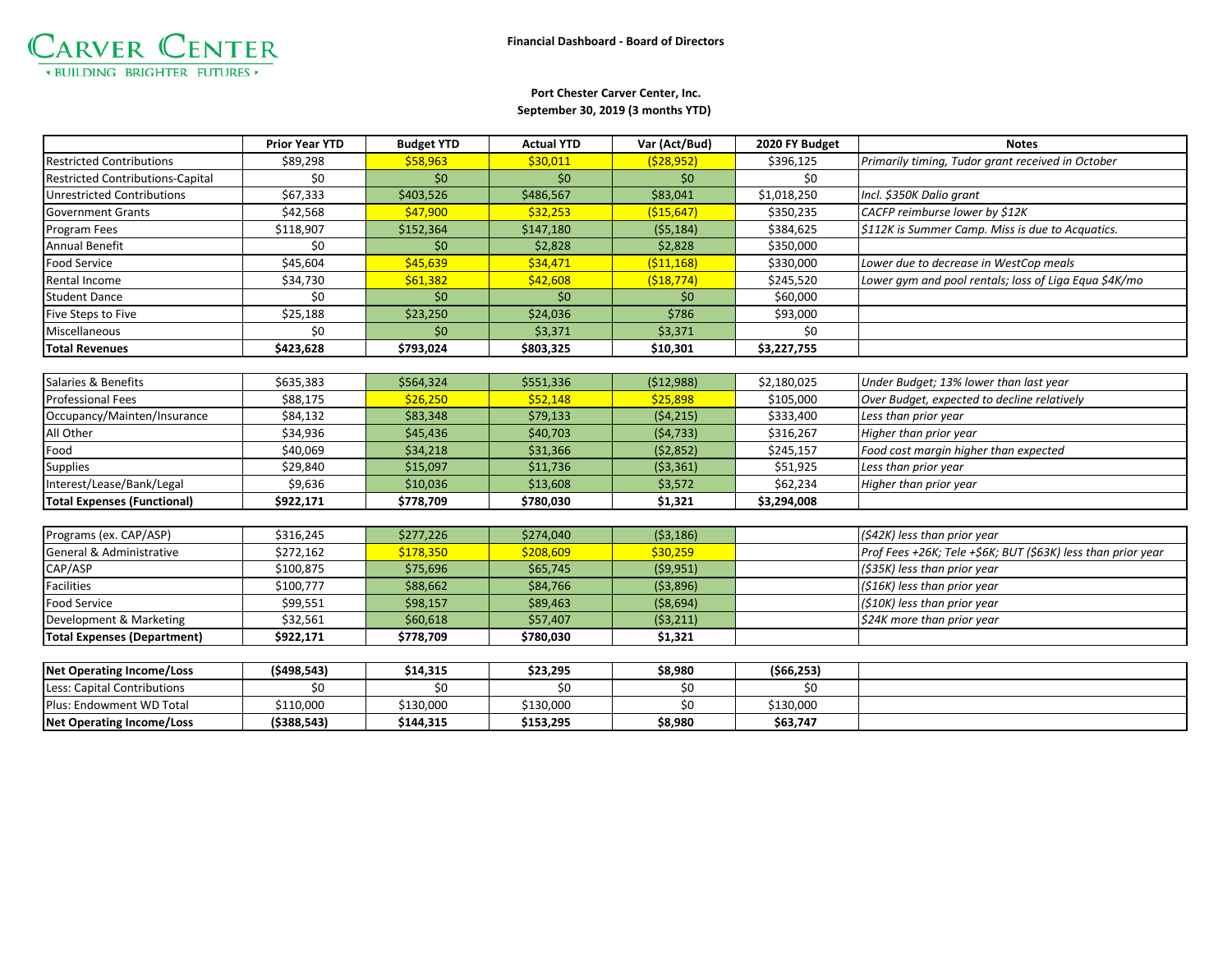Carver Center
• BUILDING BRIGHTER FUTURES •

**Financial Dashboard - Board of Directors**

**Port Chester Carver Center, Inc.**
**September 30, 2019 (3 months YTD)**

| | Prior Year YTD | Budget YTD | Actual YTD | Var (Act/Bud) | 2020 FY Budget | Notes |
|---|---|---|---|---|---|---|
| Restricted Contributions | $89,298 | $58,963 | $30,011 | ($28,952) | $396,125 | *Primarily timing, Tudor grant received in October* |
| Restricted Contributions-Capital | $0 | $0 | $0 | $0 | $0 | |
| Unrestricted Contributions | $67,333 | $403,526 | $486,567 | $83,041 | $1,018,250 | *Incl. $350K Dalio grant* |
| Government Grants | $42,568 | $47,900 | $32,253 | ($15,647) | $350,235 | *CACFP reimburse lower by $12K* |
| Program Fees | $118,907 | $152,364 | $147,180 | ($5,184) | $384,625 | *$112K is Summer Camp. Miss is due to Acquatics.* |
| Annual Benefit | $0 | $0 | $2,828 | $2,828 | $350,000 | |
| Food Service | $45,604 | $45,639 | $34,471 | ($11,168) | $330,000 | *Lower due to decrease in WestCop meals* |
| Rental Income | $34,730 | $61,382 | $42,608 | ($18,774) | $245,520 | *Lower gym and pool rentals; loss of Liga Equa $4K/mo* |
| Student Dance | $0 | $0 | $0 | $0 | $60,000 | |
| Five Steps to Five | $25,188 | $23,250 | $24,036 | $786 | $93,000 | |
| Miscellaneous | $0 | $0 | $3,371 | $3,371 | $0 | |
| **Total Revenues** | **$423,628** | **$793,024** | **$803,325** | **$10,301** | **$3,227,755** | |

| | Prior Year YTD | Budget YTD | Actual YTD | Var (Act/Bud) | 2020 FY Budget | Notes |
|---|---|---|---|---|---|---|
| Salaries & Benefits | $635,383 | $564,324 | $551,336 | ($12,988) | $2,180,025 | *Under Budget; 13% lower than last year* |
| Professional Fees | $88,175 | $26,250 | $52,148 | $25,898 | $105,000 | *Over Budget, expected to decline relatively* |
| Occupancy/Mainten/Insurance | $84,132 | $83,348 | $79,133 | ($4,215) | $333,400 | *Less than prior year* |
| All Other | $34,936 | $45,436 | $40,703 | ($4,733) | $316,267 | *Higher than prior year* |
| Food | $40,069 | $34,218 | $31,366 | ($2,852) | $245,157 | *Food cost margin higher than expected* |
| Supplies | $29,840 | $15,097 | $11,736 | ($3,361) | $51,925 | *Less than prior year* |
| Interest/Lease/Bank/Legal | $9,636 | $10,036 | $13,608 | $3,572 | $62,234 | *Higher than prior year* |
| **Total Expenses (Functional)** | **$922,171** | **$778,709** | **$780,030** | **$1,321** | **$3,294,008** | |

| | Prior Year YTD | Budget YTD | Actual YTD | Var (Act/Bud) | 2020 FY Budget | Notes |
|---|---|---|---|---|---|---|
| Programs (ex. CAP/ASP) | $316,245 | $277,226 | $274,040 | ($3,186) | | *($42K) less than prior year* |
| General & Administrative | $272,162 | $178,350 | $208,609 | $30,259 | | *Prof Fees +26K; Tele +$6K; BUT ($63K) less than prior year* |
| CAP/ASP | $100,875 | $75,696 | $65,745 | ($9,951) | | *($35K) less than prior year* |
| Facilities | $100,777 | $88,662 | $84,766 | ($3,896) | | *($16K) less than prior year* |
| Food Service | $99,551 | $98,157 | $89,463 | ($8,694) | | *($10K) less than prior year* |
| Development & Marketing | $32,561 | $60,618 | $57,407 | ($3,211) | | *$24K more than prior year* |
| **Total Expenses (Department)** | **$922,171** | **$778,709** | **$780,030** | **$1,321** | | |

| | Prior Year YTD | Budget YTD | Actual YTD | Var (Act/Bud) | 2020 FY Budget | Notes |
|---|---|---|---|---|---|---|
| **Net Operating Income/Loss** | **($498,543)** | **$14,315** | **$23,295** | **$8,980** | **($66,253)** | |
| Less: Capital Contributions | $0 | $0 | $0 | $0 | $0 | |
| Plus: Endowment WD Total | $110,000 | $130,000 | $130,000 | $0 | $130,000 | |
| **Net Operating Income/Loss** | **($388,543)** | **$144,315** | **$153,295** | **$8,980** | **$63,747** | |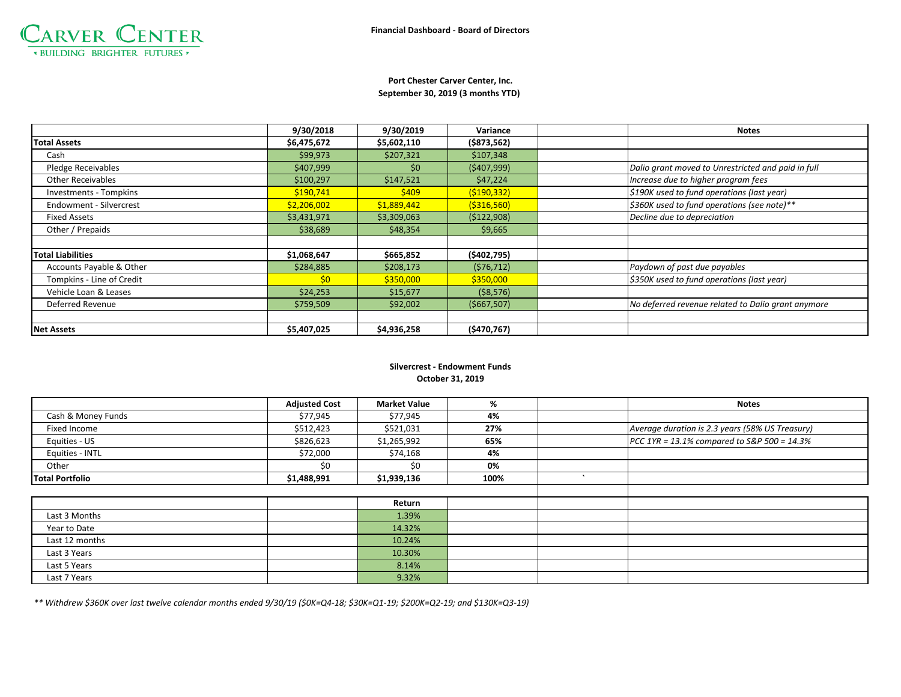Carver Center
• BUILDING BRIGHTER FUTURES •

**Financial Dashboard - Board of Directors**

**Port Chester Carver Center, Inc.**
**September 30, 2019 (3 months YTD)**

| | 9/30/2018 | 9/30/2019 | Variance | | Notes |
|---|---|---|---|---|---|
| **Total Assets** | **$6,475,672** | **$5,602,110** | **($873,562)** | | |
| Cash | $99,973 | $207,321 | $107,348 | | |
| Pledge Receivables | $407,999 | $0 | ($407,999) | | *Dalio grant moved to Unrestricted and paid in full* |
| Other Receivables | $100,297 | $147,521 | $47,224 | | *Increase due to higher program fees* |
| Investments - Tompkins | $190,741 | $409 | ($190,332) | | *$190K used to fund operations (last year)* |
| Endowment - Silvercrest | $2,206,002 | $1,889,442 | ($316,560) | | *$360K used to fund operations (see note)\*\** |
| Fixed Assets | $3,431,971 | $3,309,063 | ($122,908) | | *Decline due to depreciation* |
| Other / Prepaids | $38,689 | $48,354 | $9,665 | | |
| | | | | | |
| **Total Liabilities** | **$1,068,647** | **$665,852** | **($402,795)** | | |
| Accounts Payable & Other | $284,885 | $208,173 | ($76,712) | | *Paydown of past due payables* |
| Tompkins - Line of Credit | $0 | $350,000 | $350,000 | | *$350K used to fund operations (last year)* |
| Vehicle Loan & Leases | $24,253 | $15,677 | ($8,576) | | |
| Deferred Revenue | $759,509 | $92,002 | ($667,507) | | *No deferred revenue related to Dalio grant anymore* |
| | | | | | |
| **Net Assets** | **$5,407,025** | **$4,936,258** | **($470,767)** | | |

**Silvercrest - Endowment Funds**
**October 31, 2019**

| | Adjusted Cost | Market Value | % | | Notes |
|---|---|---|---|---|---|
| Cash & Money Funds | $77,945 | $77,945 | **4%** | | |
| Fixed Income | $512,423 | $521,031 | **27%** | | *Average duration is 2.3 years (58% US Treasury)* |
| Equities - US | $826,623 | $1,265,992 | **65%** | | *PCC 1YR = 13.1% compared to S&P 500 = 14.3%* |
| Equities - INTL | $72,000 | $74,168 | **4%** | | |
| Other | $0 | $0 | **0%** | | |
| **Total Portfolio** | **$1,488,991** | **$1,939,136** | **100%** | ` | |

| | | Return | | | |
|---|---|---|---|---|---|
| Last 3 Months | | 1.39% | | | |
| Year to Date | | 14.32% | | | |
| Last 12 months | | 10.24% | | | |
| Last 3 Years | | 10.30% | | | |
| Last 5 Years | | 8.14% | | | |
| Last 7 Years | | 9.32% | | | |

*\*\* Withdrew $360K over last twelve calendar months ended 9/30/19 ($0K=Q4-18; $30K=Q1-19; $200K=Q2-19; and $130K=Q3-19)*